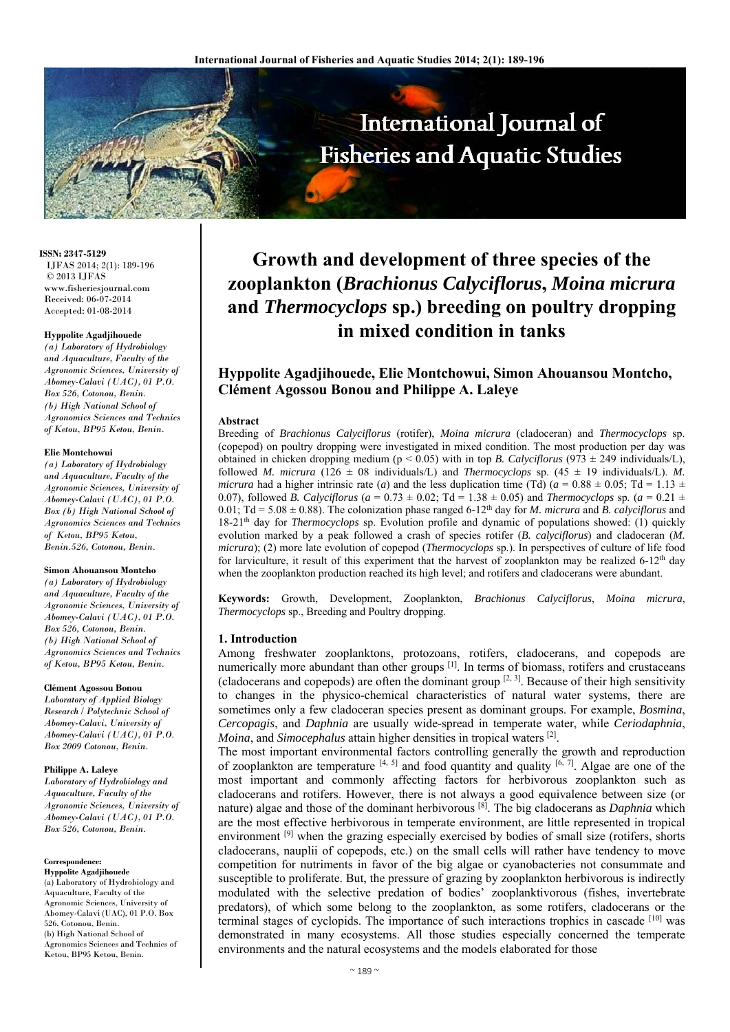# Growth and development of three species of the zooplankton (*Brachionus Calyciflorus*, *Moina micrura* and *Thermocyclops* sp.) breeding on poultry dropping in mixed condition in tanks

**Hyppolite Agadjihouede, Elie Montchowui, Simon Ahouansou Montcho, Clément Agossou Bonou and Philippe A. Laleye**

ISSN: 2347-5129
IJFAS 2014; 2(1): 189-196
© 2013 IJFAS
www.fisheriesjournal.com
Received: 06-07-2014
Accepted: 01-08-2014

**Hyppolite Agadjihouede**
*(a) Laboratory of Hydrobiology and Aquaculture, Faculty of the Agronomic Sciences, University of Abomey-Calavi (UAC), 01 P.O. Box 526, Cotonou, Benin.*
*(b) High National School of Agronomics Sciences and Technics of Ketou, BP95 Ketou, Benin.*

**Elie Montchowui**
*(a) Laboratory of Hydrobiology and Aquaculture, Faculty of the Agronomic Sciences, University of Abomey-Calavi (UAC), 01 P.O. Box (b) High National School of Agronomics Sciences and Technics of Ketou, BP95 Ketou, Benin.526, Cotonou, Benin.*

**Simon Ahouansou Montcho**
*(a) Laboratory of Hydrobiology and Aquaculture, Faculty of the Agronomic Sciences, University of Abomey-Calavi (UAC), 01 P.O. Box 526, Cotonou, Benin.*
*(b) High National School of Agronomics Sciences and Technics of Ketou, BP95 Ketou, Benin.*

**Clément Agossou Bonou**
*Laboratory of Applied Biology Research / Polytechnic School of Abomey-Calavi, University of Abomey-Calavi (UAC), 01 P.O. Box 2009 Cotonou, Benin.*

**Philippe A. Laleye**
*Laboratory of Hydrobiology and Aquaculture, Faculty of the Agronomic Sciences, University of Abomey-Calavi (UAC), 01 P.O. Box 526, Cotonou, Benin.*

**Correspondence:**
**Hyppolite Agadjihouede**
(a) Laboratory of Hydrobiology and Aquaculture, Faculty of the Agronomic Sciences, University of Abomey-Calavi (UAC), 01 P.O. Box 526, Cotonou, Benin.
(b) High National School of Agronomics Sciences and Technics of Ketou, BP95 Ketou, Benin.

**Abstract**

Breeding of *Brachionus Calyciflorus* (rotifer), *Moina micrura* (cladoceran) and *Thermocyclops* sp. (copepod) on poultry dropping were investigated in mixed condition. The most production per day was obtained in chicken dropping medium ($p < 0.05$) with in top *B. Calyciflorus* (973 ± 249 individuals/L), followed *M. micrura* (126 ± 08 individuals/L) and *Thermocyclops* sp. (45 ± 19 individuals/L). *M. micrura* had a higher intrinsic rate (*a*) and the less duplication time (Td) (*a* = 0.88 ± 0.05; Td = 1.13 ± 0.07), followed *B. Calyciflorus* (*a* = 0.73 ± 0.02; Td = 1.38 ± 0.05) and *Thermocyclops* sp. (*a* = 0.21 ± 0.01; Td = 5.08 ± 0.88). The colonization phase ranged 6-12th day for *M. micrura* and *B. calyciflorus* and 18-21th day for *Thermocyclops* sp. Evolution profile and dynamic of populations showed: (1) quickly evolution marked by a peak followed a crash of species rotifer (*B. calyciflorus*) and cladoceran (*M. micrura*); (2) more late evolution of copepod (*Thermocyclops* sp.). In perspectives of culture of life food for larviculture, it result of this experiment that the harvest of zooplankton may be realized 6-12th day when the zooplankton production reached its high level; and rotifers and cladocerans were abundant.

**Keywords:** Growth, Development, Zooplankton, *Brachionus Calyciflorus*, *Moina micrura*, *Thermocyclops* sp., Breeding and Poultry dropping.

## 1. Introduction

Among freshwater zooplanktons, protozoans, rotifers, cladocerans, and copepods are numerically more abundant than other groups [1]. In terms of biomass, rotifers and crustaceans (cladocerans and copepods) are often the dominant group [2, 3]. Because of their high sensitivity to changes in the physico-chemical characteristics of natural water systems, there are sometimes only a few cladoceran species present as dominant groups. For example, *Bosmina*, *Cercopagis*, and *Daphnia* are usually wide-spread in temperate water, while *Ceriodaphnia*, *Moina*, and *Simocephalus* attain higher densities in tropical waters [2].

The most important environmental factors controlling generally the growth and reproduction of zooplankton are temperature [4, 5] and food quantity and quality [6, 7]. Algae are one of the most important and commonly affecting factors for herbivorous zooplankton such as cladocerans and rotifers. However, there is not always a good equivalence between size (or nature) algae and those of the dominant herbivorous [8]. The big cladocerans as *Daphnia* which are the most effective herbivorous in temperate environment, are little represented in tropical environment [9] when the grazing especially exercised by bodies of small size (rotifers, shorts cladocerans, nauplii of copepods, etc.) on the small cells will rather have tendency to move competition for nutriments in favor of the big algae or cyanobacteries not consummate and susceptible to proliferate. But, the pressure of grazing by zooplankton herbivorous is indirectly modulated with the selective predation of bodies' zooplanktivorous (fishes, invertebrate predators), of which some belong to the zooplankton, as some rotifers, cladocerans or the terminal stages of cyclopids. The importance of such interactions trophics in cascade [10] was demonstrated in many ecosystems. All those studies especially concerned the temperate environments and the natural ecosystems and the models elaborated for those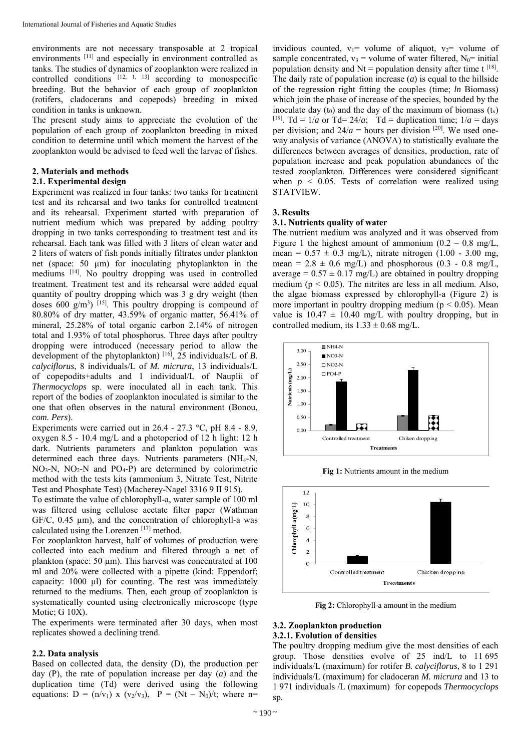environments are not necessary transposable at 2 tropical environments [11] and especially in environment controlled as tanks. The studies of dynamics of zooplankton were realized in controlled conditions [12, 1, 13] according to monospecific breeding. But the behavior of each group of zooplankton (rotifers, cladocerans and copepods) breeding in mixed condition in tanks is unknown.

The present study aims to appreciate the evolution of the population of each group of zooplankton breeding in mixed condition to determine until which moment the harvest of the zooplankton would be advised to feed well the larvae of fishes.

## 2. Materials and methods

### 2.1. Experimental design

Experiment was realized in four tanks: two tanks for treatment test and its rehearsal and two tanks for controlled treatment and its rehearsal. Experiment started with preparation of nutrient medium which was prepared by adding poultry dropping in two tanks corresponding to treatment test and its rehearsal. Each tank was filled with 3 liters of clean water and 2 liters of waters of fish ponds initially filtrates under plankton net (space: 50 µm) for inoculating phytoplankton in the mediums [14]. No poultry dropping was used in controlled treatment. Treatment test and its rehearsal were added equal quantity of poultry dropping which was 3 g dry weight (then doses 600 g/m$^3$) [15]. This poultry dropping is compound of 80.80% of dry matter, 43.59% of organic matter, 56.41% of mineral, 25.28% of total organic carbon 2.14% of nitrogen total and 1.93% of total phosphorus. Three days after poultry dropping were introduced (necessary period to allow the development of the phytoplankton) [16], 25 individuals/L of *B. calyciflorus*, 8 individuals/L of *M. micrura*, 13 individuals/L of copepodits+adults and 1 individual/L of Nauplii of *Thermocyclops* sp. were inoculated all in each tank. This report of the bodies of zooplankton inoculated is similar to the one that often observes in the natural environment (Bonou, *com. Pers*).

Experiments were carried out in 26.4 - 27.3 °C, pH 8.4 - 8.9, oxygen 8.5 - 10.4 mg/L and a photoperiod of 12 h light: 12 h dark. Nutrients parameters and plankton population was determined each three days. Nutrients parameters ($NH_4$-N, $NO_3$-N, $NO_2$-N and $PO_4$-P) are determined by colorimetric method with the tests kits (ammonium 3, Nitrate Test, Nitrite Test and Phosphate Test) (Macherey-Nagel 3316 9 II 915).

To estimate the value of chlorophyll-a, water sample of 100 ml was filtered using cellulose acetate filter paper (Wathman GF/C, 0.45 µm), and the concentration of chlorophyll-a was calculated using the Lorenzen [17] method.

For zooplankton harvest, half of volumes of production were collected into each medium and filtered through a net of plankton (space: 50 µm). This harvest was concentrated at 100 ml and 20% were collected with a pipette (kind: Eppendorf; capacity: 1000 µl) for counting. The rest was immediately returned to the mediums. Then, each group of zooplankton is systematically counted using electronically microscope (type Motic; G 10X).

The experiments were terminated after 30 days, when most replicates showed a declining trend.

### 2.2. Data analysis

Based on collected data, the density (D), the production per day (P), the rate of population increase per day (*a*) and the duplication time (Td) were derived using the following equations: $D = (n/v_1) \times (v_2/v_3)$, $P = (Nt - N_0)/t$; where n= invidious counted, $v_1$= volume of aliquot, $v_2$= volume of sample concentrated, $v_3$ = volume of water filtered, $N_0$= initial population density and Nt = population density after time t [18]. The daily rate of population increase (*a*) is equal to the hillside of the regression right fitting the couples (time; *ln* Biomass) which join the phase of increase of the species, bounded by the inoculate day ($t_0$) and the day of the maximum of biomass ($t_x$) [19]. $Td = 1/a$ or $Td= 24/a$; Td = duplication time; $1/a$ = days per division; and $24/a$ = hours per division [20]. We used one-way analysis of variance (ANOVA) to statistically evaluate the differences between averages of densities, production, rate of population increase and peak population abundances of the tested zooplankton. Differences were considered significant when $p < 0.05$. Tests of correlation were realized using STATVIEW.

## 3. Results

### 3.1. Nutrients quality of water

The nutrient medium was analyzed and it was observed from Figure 1 the highest amount of ammonium (0.2 – 0.8 mg/L, mean = 0.57 ± 0.3 mg/L), nitrate nitrogen (1.00 - 3.00 mg, mean = 2.8 ± 0.6 mg/L) and phosphorous (0.3 - 0.8 mg/L, average = 0.57 ± 0.17 mg/L) are obtained in poultry dropping medium ($p < 0.05$). The nitrites are less in all medium. Also, the algae biomass expressed by chlorophyll-a (Figure 2) is more important in poultry dropping medium ($p < 0.05$). Mean value is 10.47 ± 10.40 mg/L with poultry dropping, but in controlled medium, its 1.33 ± 0.68 mg/L.

**Fig 1:** Nutrients amount in the medium

**Fig 2:** Chlorophyll-a amount in the medium

### 3.2. Zooplankton production

#### 3.2.1. Evolution of densities

The poultry dropping medium give the most densities of each group. Those densities evolve of 25 ind/L to 11 695 individuals/L (maximum) for rotifer *B. calyciflorus*, 8 to 1 291 individuals/L (maximum) for cladoceran *M. micrura* and 13 to 1 971 individuals /L (maximum) for copepods *Thermocyclops* sp.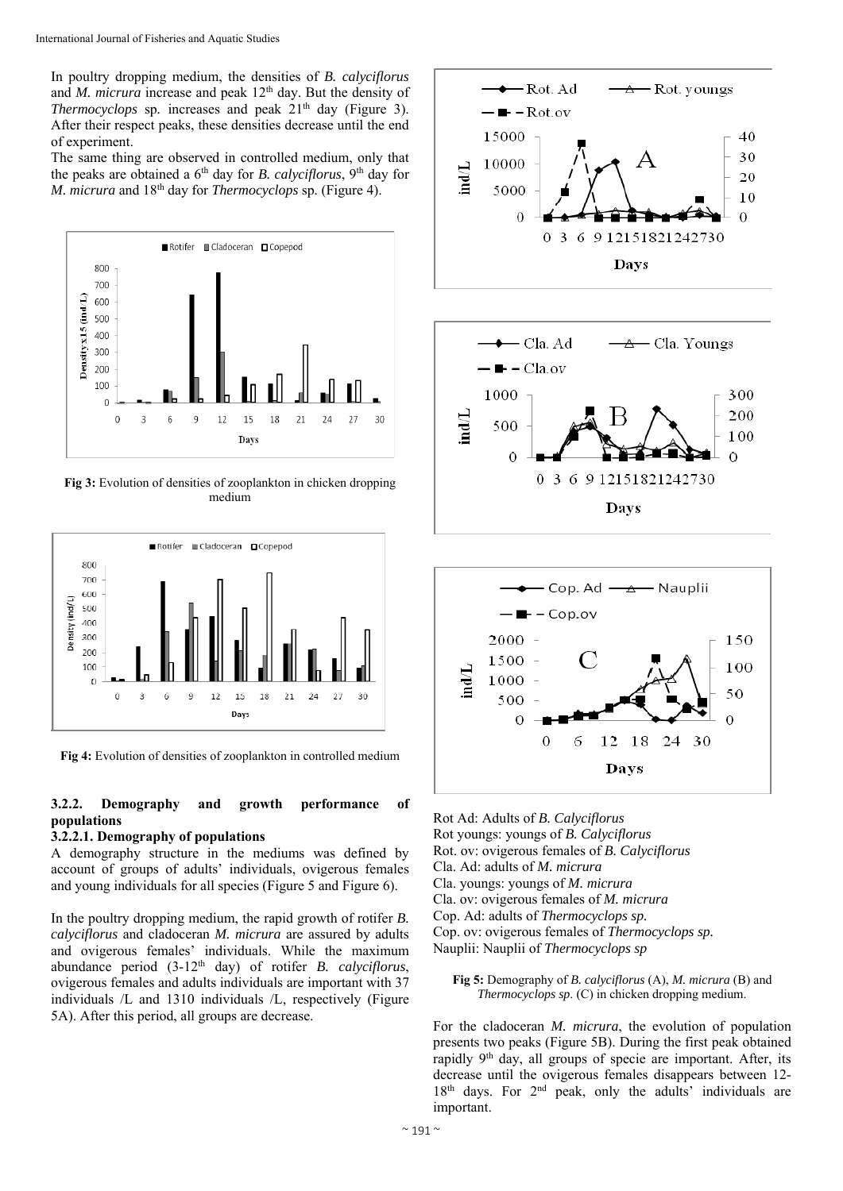In poultry dropping medium, the densities of *B. calyciflorus* and *M. micrura* increase and peak 12th day. But the density of *Thermocyclops* sp. increases and peak 21th day (Figure 3). After their respect peaks, these densities decrease until the end of experiment.

The same thing are observed in controlled medium, only that the peaks are obtained a 6th day for *B. calyciflorus*, 9th day for *M. micrura* and 18th day for *Thermocyclops* sp. (Figure 4).

**Fig 3:** Evolution of densities of zooplankton in chicken dropping medium

**Fig 4:** Evolution of densities of zooplankton in controlled medium

### 3.2.2. Demography and growth performance of populations

#### 3.2.2.1. Demography of populations

A demography structure in the mediums was defined by account of groups of adults' individuals, ovigerous females and young individuals for all species (Figure 5 and Figure 6).

In the poultry dropping medium, the rapid growth of rotifer *B. calyciflorus* and cladoceran *M. micrura* are assured by adults and ovigerous females' individuals. While the maximum abundance period (3-12th day) of rotifer *B. calyciflorus*, ovigerous females and adults individuals are important with 37 individuals /L and 1310 individuals /L, respectively (Figure 5A). After this period, all groups are decrease.

Rot Ad: Adults of *B. Calyciflorus*
Rot youngs: youngs of *B. Calyciflorus*
Rot. ov: ovigerous females of *B. Calyciflorus*
Cla. Ad: adults of *M. micrura*
Cla. youngs: youngs of *M. micrura*
Cla. ov: ovigerous females of *M. micrura*
Cop. Ad: adults of *Thermocyclops sp.*
Cop. ov: ovigerous females of *Thermocyclops sp.*
Nauplii: Nauplii of *Thermocyclops sp*

**Fig 5:** Demography of *B. calyciflorus* (A), *M. micrura* (B) and *Thermocyclops sp*. (C) in chicken dropping medium.

For the cladoceran *M. micrura*, the evolution of population presents two peaks (Figure 5B). During the first peak obtained rapidly 9th day, all groups of specie are important. After, its decrease until the ovigerous females disappears between 12-18th days. For 2nd peak, only the adults' individuals are important.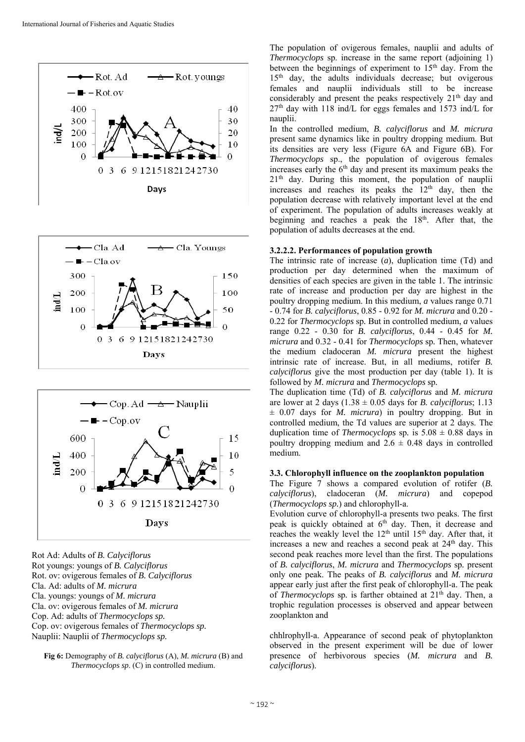Rot Ad: Adults of *B. Calyciflorus*
Rot youngs: youngs of *B. Calyciflorus*
Rot. ov: ovigerous females of *B. Calyciflorus*
Cla. Ad: adults of *M. micrura*
Cla. youngs: youngs of *M. micrura*
Cla. ov: ovigerous females of *M. micrura*
Cop. Ad: adults of *Thermocyclops sp.*
Cop. ov: ovigerous females of *Thermocyclops sp.*
Nauplii: Nauplii of *Thermocyclops sp.*

**Fig 6:** Demography of *B. calyciflorus* (A), *M. micrura* (B) and *Thermocyclops sp*. (C) in controlled medium.

The population of ovigerous females, nauplii and adults of *Thermocyclops* sp. increase in the same report (adjoining 1) between the beginnings of experiment to 15th day. From the 15th day, the adults individuals decrease; but ovigerous females and nauplii individuals still to be increase considerably and present the peaks respectively 21th day and 27th day with 118 ind/L for eggs females and 1573 ind/L for nauplii.

In the controlled medium, *B. calyciflorus* and *M. micrura* present same dynamics like in poultry dropping medium. But its densities are very less (Figure 6A and Figure 6B). For *Thermocyclops* sp., the population of ovigerous females increases early the 6th day and present its maximum peaks the 21th day. During this moment, the population of nauplii increases and reaches its peaks the 12th day, then the population decrease with relatively important level at the end of experiment. The population of adults increases weakly at beginning and reaches a peak the 18th. After that, the population of adults decreases at the end.

#### 3.2.2.2. Performances of population growth

The intrinsic rate of increase (*a*), duplication time (Td) and production per day determined when the maximum of densities of each species are given in the table 1. The intrinsic rate of increase and production per day are highest in the poultry dropping medium. In this medium, *a* values range 0.71 - 0.74 for *B. calyciflorus*, 0.85 - 0.92 for *M. micrura* and 0.20 - 0.22 for *Thermocyclops* sp. But in controlled medium, *a* values range 0.22 - 0.30 for *B. calyciflorus*, 0.44 - 0.45 for *M. micrura* and 0.32 - 0.41 for *Thermocyclops* sp. Then, whatever the medium cladoceran *M. micrura* present the highest intrinsic rate of increase. But, in all mediums, rotifer *B. calyciflorus* give the most production per day (table 1). It is followed by *M. micrura* and *Thermocyclops* sp.

The duplication time (Td) of *B. calyciflorus* and *M. micrura* are lower at 2 days (1.38 ± 0.05 days for *B. calyciflorus*; 1.13 ± 0.07 days for *M. micrura*) in poultry dropping. But in controlled medium, the Td values are superior at 2 days. The duplication time of *Thermocyclops* sp. is 5.08 ± 0.88 days in poultry dropping medium and 2.6 ± 0.48 days in controlled medium.

### 3.3. Chlorophyll influence on the zooplankton population

The Figure 7 shows a compared evolution of rotifer (*B. calyciflorus*), cladoceran (*M. micrura*) and copepod (*Thermocyclops sp.*) and chlorophyll-a.

Evolution curve of chlorophyll-a presents two peaks. The first peak is quickly obtained at 6th day. Then, it decrease and reaches the weakly level the 12th until 15th day. After that, it increases a new and reaches a second peak at 24th day. This second peak reaches more level than the first. The populations of *B. calyciflorus*, *M. micrura* and *Thermocyclops* sp. present only one peak. The peaks of *B. calyciflorus* and *M. micrura* appear early just after the first peak of chlorophyll-a. The peak of *Thermocyclops* sp. is farther obtained at 21th day. Then, a trophic regulation processes is observed and appear between zooplankton and chhlrophyll-a. Appearance of second peak of phytoplankton observed in the present experiment will be due of lower presence of herbivorous species (*M. micrura* and *B. calyciflorus*).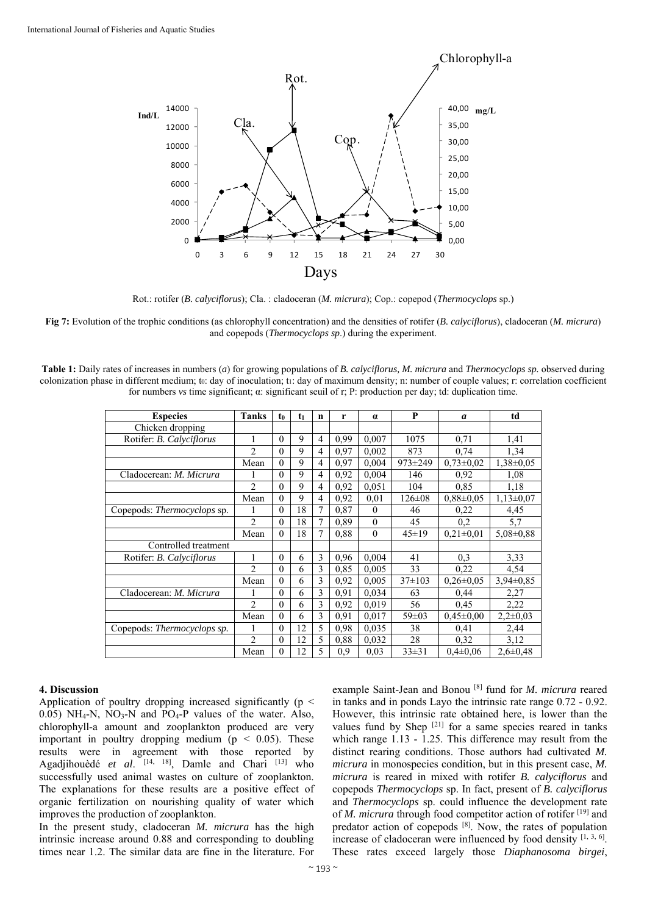Rot.: rotifer (*B. calyciflorus*); Cla. : cladoceran (*M. micrura*); Cop.: copepod (*Thermocyclops* sp.)

**Fig 7:** Evolution of the trophic conditions (as chlorophyll concentration) and the densities of rotifer (*B. calyciflorus*), cladoceran (*M. micrura*) and copepods (*Thermocyclops sp*.) during the experiment.

**Table 1:** Daily rates of increases in numbers (*a*) for growing populations of *B. calyciflorus, M. micrura* and *Thermocyclops sp.* observed during colonization phase in different medium; $t_0$: day of inoculation; $t_1$: day of maximum density; n: number of couple values; r: correlation coefficient for numbers *vs* time significant; α: significant seuil of r; P: production per day; td: duplication time.

| Especies | Tanks | $t_0$ | $t_1$ | n | r | α | P | *a* | td |
|---|---|---|---|---|---|---|---|---|---|
| Chicken dropping | | | | | | | | | |
| Rotifer: *B. Calyciflorus* | 1 | 0 | 9 | 4 | 0,99 | 0,007 | 1075 | 0,71 | 1,41 |
| | 2 | 0 | 9 | 4 | 0,97 | 0,002 | 873 | 0,74 | 1,34 |
| | Mean | 0 | 9 | 4 | 0,97 | 0,004 | 973±249 | 0,73±0,02 | 1,38±0,05 |
| Cladocerean: *M. Micrura* | 1 | 0 | 9 | 4 | 0,92 | 0,004 | 146 | 0,92 | 1,08 |
| | 2 | 0 | 9 | 4 | 0,92 | 0,051 | 104 | 0,85 | 1,18 |
| | Mean | 0 | 9 | 4 | 0,92 | 0,01 | 126±08 | 0,88±0,05 | 1,13±0,07 |
| Copepods: *Thermocyclops* sp. | 1 | 0 | 18 | 7 | 0,87 | 0 | 46 | 0,22 | 4,45 |
| | 2 | 0 | 18 | 7 | 0,89 | 0 | 45 | 0,2 | 5,7 |
| | Mean | 0 | 18 | 7 | 0,88 | 0 | 45±19 | 0,21±0,01 | 5,08±0,88 |
| Controlled treatment | | | | | | | | | |
| Rotifer: *B. Calyciflorus* | 1 | 0 | 6 | 3 | 0,96 | 0,004 | 41 | 0,3 | 3,33 |
| | 2 | 0 | 6 | 3 | 0,85 | 0,005 | 33 | 0,22 | 4,54 |
| | Mean | 0 | 6 | 3 | 0,92 | 0,005 | 37±103 | 0,26±0,05 | 3,94±0,85 |
| Cladocerean: *M. Micrura* | 1 | 0 | 6 | 3 | 0,91 | 0,034 | 63 | 0,44 | 2,27 |
| | 2 | 0 | 6 | 3 | 0,92 | 0,019 | 56 | 0,45 | 2,22 |
| | Mean | 0 | 6 | 3 | 0,91 | 0,017 | 59±03 | 0,45±0,00 | 2,2±0,03 |
| Copepods: *Thermocyclops sp.* | 1 | 0 | 12 | 5 | 0,98 | 0,035 | 38 | 0,41 | 2,44 |
| | 2 | 0 | 12 | 5 | 0,88 | 0,032 | 28 | 0,32 | 3,12 |
| | Mean | 0 | 12 | 5 | 0,9 | 0,03 | 33±31 | 0,4±0,06 | 2,6±0,48 |

## 4. Discussion

Application of poultry dropping increased significantly ($p < 0.05$) $NH_4$-N, $NO_3$-N and $PO_4$-P values of the water. Also, chlorophyll-a amount and zooplankton produced are very important in poultry dropping medium ($p < 0.05$). These results were in agreement with those reported by Agadjihouèdé *et al*. [14, 18], Damle and Chari [13] who successfully used animal wastes on culture of zooplankton. The explanations for these results are a positive effect of organic fertilization on nourishing quality of water which improves the production of zooplankton.

In the present study, cladoceran *M. micrura* has the high intrinsic increase around 0.88 and corresponding to doubling times near 1.2. The similar data are fine in the literature. For example Saint-Jean and Bonou [8] fund for *M. micrura* reared in tanks and in ponds Layo the intrinsic rate range 0.72 - 0.92. However, this intrinsic rate obtained here, is lower than the values fund by Shep [21] for a same species reared in tanks which range 1.13 - 1.25. This difference may result from the distinct rearing conditions. Those authors had cultivated *M. micrura* in monospecies condition, but in this present case, *M. micrura* is reared in mixed with rotifer *B. calyciflorus* and copepods *Thermocyclops* sp. In fact, present of *B. calyciflorus* and *Thermocyclops* sp. could influence the development rate of *M. micrura* through food competitor action of rotifer [19] and predator action of copepods [8]. Now, the rates of population increase of cladoceran were influenced by food density [1, 3, 6]. These rates exceed largely those *Diaphanosoma birgei*,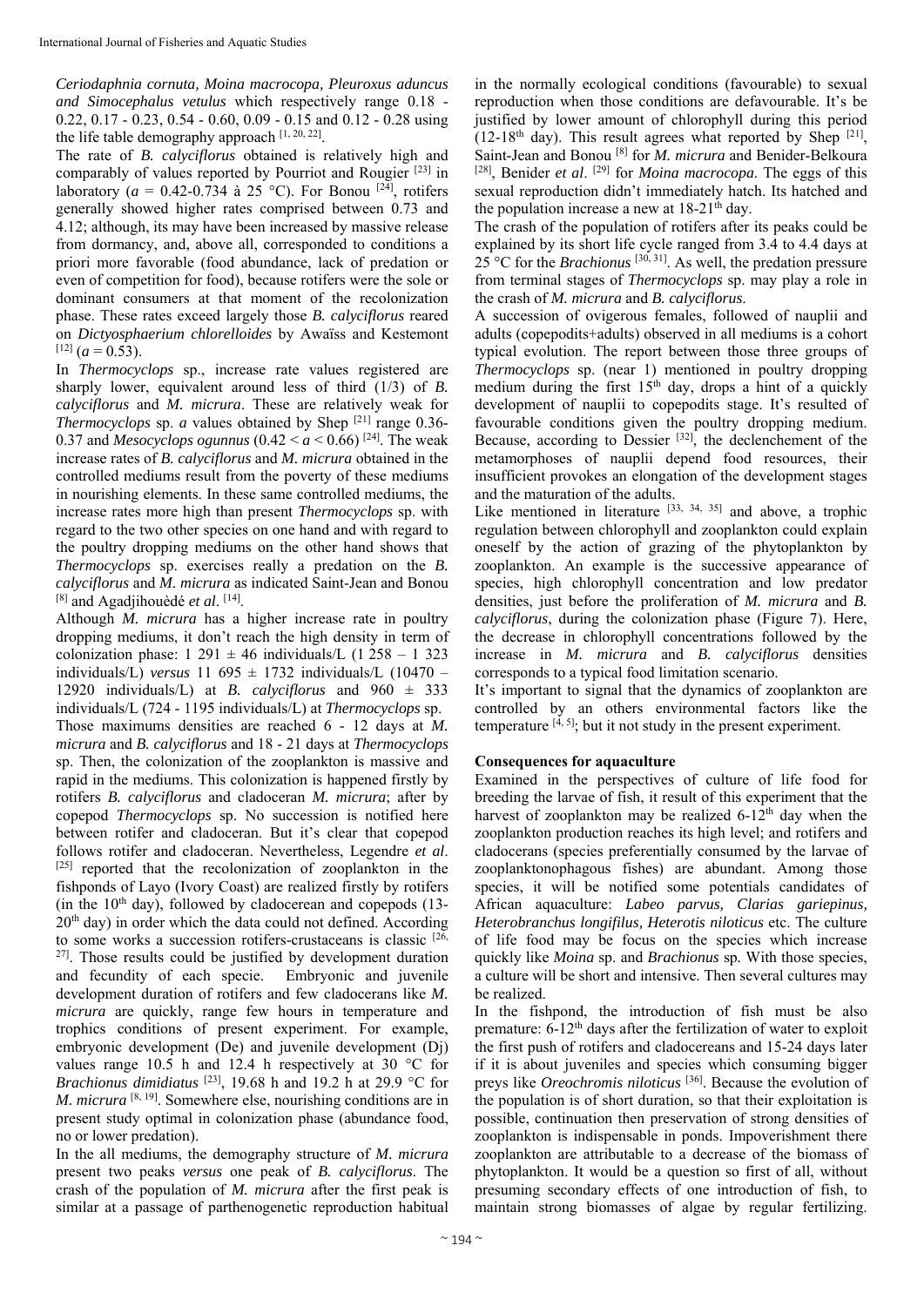*Ceriodaphnia cornuta, Moina macrocopa, Pleuroxus aduncus and Simocephalus vetulus* which respectively range 0.18 - 0.22, 0.17 - 0.23, 0.54 - 0.60, 0.09 - 0.15 and 0.12 - 0.28 using the life table demography approach [1, 20, 22].

The rate of *B. calyciflorus* obtained is relatively high and comparably of values reported by Pourriot and Rougier [23] in laboratory ($a$ = 0.42-0.734 à 25 °C). For Bonou [24], rotifers generally showed higher rates comprised between 0.73 and 4.12; although, its may have been increased by massive release from dormancy, and, above all, corresponded to conditions a priori more favorable (food abundance, lack of predation or even of competition for food), because rotifers were the sole or dominant consumers at that moment of the recolonization phase. These rates exceed largely those *B. calyciflorus* reared on *Dictyosphaerium chlorelloides* by Awaïss and Kestemont [12] ($a$ = 0.53).

In *Thermocyclops* sp., increase rate values registered are sharply lower, equivalent around less of third (1/3) of *B. calyciflorus* and *M. micrura*. These are relatively weak for *Thermocyclops* sp. $a$ values obtained by Shep [21] range 0.36-0.37 and *Mesocyclops ogunnus* ($0.42 < a < 0.66$) [24]. The weak increase rates of *B. calyciflorus* and *M. micrura* obtained in the controlled mediums result from the poverty of these mediums in nourishing elements. In these same controlled mediums, the increase rates more high than present *Thermocyclops* sp. with regard to the two other species on one hand and with regard to the poultry dropping mediums on the other hand shows that *Thermocyclops* sp. exercises really a predation on the *B. calyciflorus* and *M. micrura* as indicated Saint-Jean and Bonou [8] and Agadjihouèdé *et al*. [14].

Although *M. micrura* has a higher increase rate in poultry dropping mediums, it don't reach the high density in term of colonization phase: 1 291 ± 46 individuals/L (1 258 – 1 323 individuals/L) *versus* 11 695 ± 1732 individuals/L (10470 – 12920 individuals/L) at *B. calyciflorus* and 960 ± 333 individuals/L (724 - 1195 individuals/L) at *Thermocyclops* sp.

Those maximums densities are reached 6 - 12 days at *M. micrura* and *B. calyciflorus* and 18 - 21 days at *Thermocyclops* sp. Then, the colonization of the zooplankton is massive and rapid in the mediums. This colonization is happened firstly by rotifers *B. calyciflorus* and cladoceran *M. micrura*; after by copepod *Thermocyclops* sp. No succession is notified here between rotifer and cladoceran. But it's clear that copepod follows rotifer and cladoceran. Nevertheless, Legendre *et al*. [25] reported that the recolonization of zooplankton in the fishponds of Layo (Ivory Coast) are realized firstly by rotifers (in the 10th day), followed by cladocerean and copepods (13-20th day) in order which the data could not defined. According to some works a succession rotifers-crustaceans is classic [26, 27]. Those results could be justified by development duration and fecundity of each specie. Embryonic and juvenile development duration of rotifers and few cladocerans like *M. micrura* are quickly, range few hours in temperature and trophics conditions of present experiment. For example, embryonic development (De) and juvenile development (Dj) values range 10.5 h and 12.4 h respectively at 30 °C for *Brachionus dimidiatus* [23], 19.68 h and 19.2 h at 29.9 °C for *M. micrura* [8, 19]. Somewhere else, nourishing conditions are in present study optimal in colonization phase (abundance food, no or lower predation).

In the all mediums, the demography structure of *M. micrura* present two peaks *versus* one peak of *B. calyciflorus*. The crash of the population of *M. micrura* after the first peak is similar at a passage of parthenogenetic reproduction habitual in the normally ecological conditions (favourable) to sexual reproduction when those conditions are defavourable. It's be justified by lower amount of chlorophyll during this period (12-18th day). This result agrees what reported by Shep [21], Saint-Jean and Bonou [8] for *M. micrura* and Benider-Belkoura [28], Benider *et al*. [29] for *Moina macrocopa*. The eggs of this sexual reproduction didn't immediately hatch. Its hatched and the population increase a new at 18-21th day.

The crash of the population of rotifers after its peaks could be explained by its short life cycle ranged from 3.4 to 4.4 days at 25 °C for the *Brachionus* [30, 31]. As well, the predation pressure from terminal stages of *Thermocyclops* sp. may play a role in the crash of *M. micrura* and *B. calyciflorus*.

A succession of ovigerous females, followed of nauplii and adults (copepodits+adults) observed in all mediums is a cohort typical evolution. The report between those three groups of *Thermocyclops* sp. (near 1) mentioned in poultry dropping medium during the first 15th day, drops a hint of a quickly development of nauplii to copepodits stage. It's resulted of favourable conditions given the poultry dropping medium. Because, according to Dessier [32], the declenchement of the metamorphoses of nauplii depend food resources, their insufficient provokes an elongation of the development stages and the maturation of the adults.

Like mentioned in literature [33, 34, 35] and above, a trophic regulation between chlorophyll and zooplankton could explain oneself by the action of grazing of the phytoplankton by zooplankton. An example is the successive appearance of species, high chlorophyll concentration and low predator densities, just before the proliferation of *M. micrura* and *B. calyciflorus*, during the colonization phase (Figure 7). Here, the decrease in chlorophyll concentrations followed by the increase in *M. micrura* and *B. calyciflorus* densities corresponds to a typical food limitation scenario.

It's important to signal that the dynamics of zooplankton are controlled by an others environmental factors like the temperature [4, 5]; but it not study in the present experiment.

### Consequences for aquaculture

Examined in the perspectives of culture of life food for breeding the larvae of fish, it result of this experiment that the harvest of zooplankton may be realized 6-12th day when the zooplankton production reaches its high level; and rotifers and cladocerans (species preferentially consumed by the larvae of zooplanktonophagous fishes) are abundant. Among those species, it will be notified some potentials candidates of African aquaculture: *Labeo parvus, Clarias gariepinus, Heterobranchus longifilus, Heterotis niloticus* etc. The culture of life food may be focus on the species which increase quickly like *Moina* sp. and *Brachionus* sp. With those species, a culture will be short and intensive. Then several cultures may be realized.

In the fishpond, the introduction of fish must be also premature: 6-12th days after the fertilization of water to exploit the first push of rotifers and cladocereans and 15-24 days later if it is about juveniles and species which consuming bigger preys like *Oreochromis niloticus* [36]. Because the evolution of the population is of short duration, so that their exploitation is possible, continuation then preservation of strong densities of zooplankton is indispensable in ponds. Impoverishment there zooplankton are attributable to a decrease of the biomass of phytoplankton. It would be a question so first of all, without presuming secondary effects of one introduction of fish, to maintain strong biomasses of algae by regular fertilizing.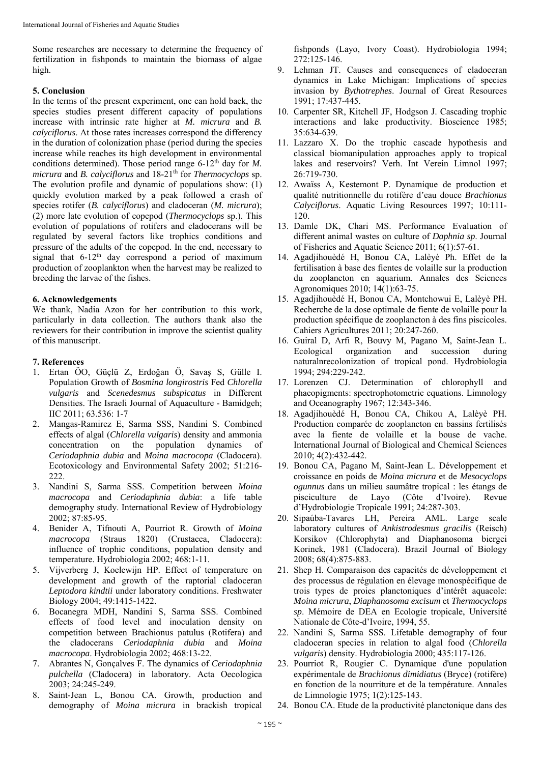Some researches are necessary to determine the frequency of fertilization in fishponds to maintain the biomass of algae high.

## 5. Conclusion

In the terms of the present experiment, one can hold back, the species studies present different capacity of populations increase with intrinsic rate higher at *M. micrura* and *B. calyciflorus*. At those rates increases correspond the differency in the duration of colonization phase (period during the species increase while reaches its high development in environmental conditions determined). Those period range 6-12th day for *M. micrura* and *B. calyciflorus* and 18-21th for *Thermocyclops* sp. The evolution profile and dynamic of populations show: (1) quickly evolution marked by a peak followed a crash of species rotifer (*B. calyciflorus*) and cladoceran (*M. micrura*); (2) more late evolution of copepod (*Thermocyclops* sp.). This evolution of populations of rotifers and cladocerans will be regulated by several factors like trophics conditions and pressure of the adults of the copepod. In the end, necessary to signal that 6-12th day correspond a period of maximum production of zooplankton when the harvest may be realized to breeding the larvae of the fishes.

## 6. Acknowledgements

We thank, Nadia Azon for her contribution to this work, particularly in data collection. The authors thank also the reviewers for their contribution in improve the scientist quality of this manuscript.

## 7. References

1. Ertan ÖO, Güçlü Z, Erdoğan Ö, Savaş S, Gülle I. Population Growth of *Bosmina longirostris* Fed *Chlorella vulgaris* and *Scenedesmus subspicatus* in Different Densities. The Israeli Journal of Aquaculture - Bamidgeh; IIC 2011; 63.536: 1-7
2. Mangas-Ramirez E, Sarma SSS, Nandini S. Combined effects of algal (*Chlorella vulgaris*) density and ammonia concentration on the population dynamics of *Ceriodaphnia dubia* and *Moina macrocopa* (Cladocera). Ecotoxicology and Environmental Safety 2002; 51:216-222.
3. Nandini S, Sarma SSS. Competition between *Moina macrocopa* and *Ceriodaphnia dubia*: a life table demography study. International Review of Hydrobiology 2002; 87:85-95.
4. Benider A, Tifnouti A, Pourriot R. Growth of *Moina macrocopa* (Straus 1820) (Crustacea, Cladocera): influence of trophic conditions, population density and temperature. Hydrobiologia 2002; 468:1-11.
5. Vijverberg J, Koelewijn HP. Effect of temperature on development and growth of the raptorial cladoceran *Leptodora kindtii* under laboratory conditions. Freshwater Biology 2004; 49:1415-1422.
6. Bocanegra MDH, Nandini S, Sarma SSS. Combined effects of food level and inoculation density on competition between Brachionus patulus (Rotifera) and the cladocerans *Ceriodaphnia dubia* and *Moina macrocopa*. Hydrobiologia 2002; 468:13-22.
7. Abrantes N, Gonçalves F. The dynamics of *Ceriodaphnia pulchella* (Cladocera) in laboratory. Acta Oecologica 2003; 24:245-249.
8. Saint-Jean L, Bonou CA. Growth, production and demography of *Moina micrura* in brackish tropical fishponds (Layo, Ivory Coast). Hydrobiologia 1994; 272:125-146.
9. Lehman JT. Causes and consequences of cladoceran dynamics in Lake Michigan: Implications of species invasion by *Bythotrephes*. Journal of Great Resources 1991; 17:437-445.
10. Carpenter SR, Kitchell JF, Hodgson J. Cascading trophic interactions and lake productivity. Bioscience 1985; 35:634-639.
11. Lazzaro X. Do the trophic cascade hypothesis and classical biomanipulation approaches apply to tropical lakes and reservoirs? Verh. Int Verein Limnol 1997; 26:719-730.
12. Awaïss A, Kestemont P. Dynamique de production et qualité nutritionnelle du rotifère d'eau douce *Brachionus Calyciflorus*. Aquatic Living Resources 1997; 10:111-120.
13. Damle DK, Chari MS. Performance Evaluation of different animal wastes on culture of *Daphnia sp*. Journal of Fisheries and Aquatic Science 2011; 6(1):57-61.
14. Agadjihouèdé H, Bonou CA, Lalèyè Ph. Effet de la fertilisation à base des fientes de volaille sur la production du zooplancton en aquarium. Annales des Sciences Agronomiques 2010; 14(1):63-75.
15. Agadjihouèdé H, Bonou CA, Montchowui E, Lalèyè PH. Recherche de la dose optimale de fiente de volaille pour la production spécifique de zooplancton à des fins piscicoles. Cahiers Agricultures 2011; 20:247-260.
16. Guiral D, Arfi R, Bouvy M, Pagano M, Saint-Jean L. Ecological organization and succession during naturalnrecolonization of tropical pond. Hydrobiologia 1994; 294:229-242.
17. Lorenzen CJ. Determination of chlorophyll and phaeopigments: spectrophotometric equations. Limnology and Oceanography 1967; 12:343-346.
18. Agadjihouèdé H, Bonou CA, Chikou A, Lalèyè PH. Production comparée de zooplancton en bassins fertilisés avec la fiente de volaille et la bouse de vache. International Journal of Biological and Chemical Sciences 2010; 4(2):432-442.
19. Bonou CA, Pagano M, Saint-Jean L. Développement et croissance en poids de *Moina micrura* et de *Mesocyclops ogunnus* dans un milieu saumâtre tropical : les étangs de pisciculture de Layo (Côte d'Ivoire). Revue d'Hydrobiologie Tropicale 1991; 24:287-303.
20. Sipaúba-Tavares LH, Pereira AML. Large scale laboratory cultures of *Ankistrodesmus gracilis* (Reisch) Korsikov (Chlorophyta) and Diaphanosoma biergei Korinek, 1981 (Cladocera). Brazil Journal of Biology 2008; 68(4):875-883.
21. Shep H. Comparaison des capacités de développement et des processus de régulation en élevage monospécifique de trois types de proies planctoniques d'intérêt aquacole: *Moina micrura*, *Diaphanosoma excisum* et *Thermocyclops sp*. Mémoire de DEA en Ecologie tropicale, Université Nationale de Côte-d'Ivoire, 1994, 55.
22. Nandini S, Sarma SSS. Lifetable demography of four cladoceran species in relation to algal food (*Chlorella vulgaris*) density. Hydrobiologia 2000; 435:117-126.
23. Pourriot R, Rougier C. Dynamique d'une population expérimentale de *Brachionus dimidiatus* (Bryce) (rotifère) en fonction de la nourriture et de la température. Annales de Limnologie 1975; 1(2):125-143.
24. Bonou CA. Etude de la productivité planctonique dans des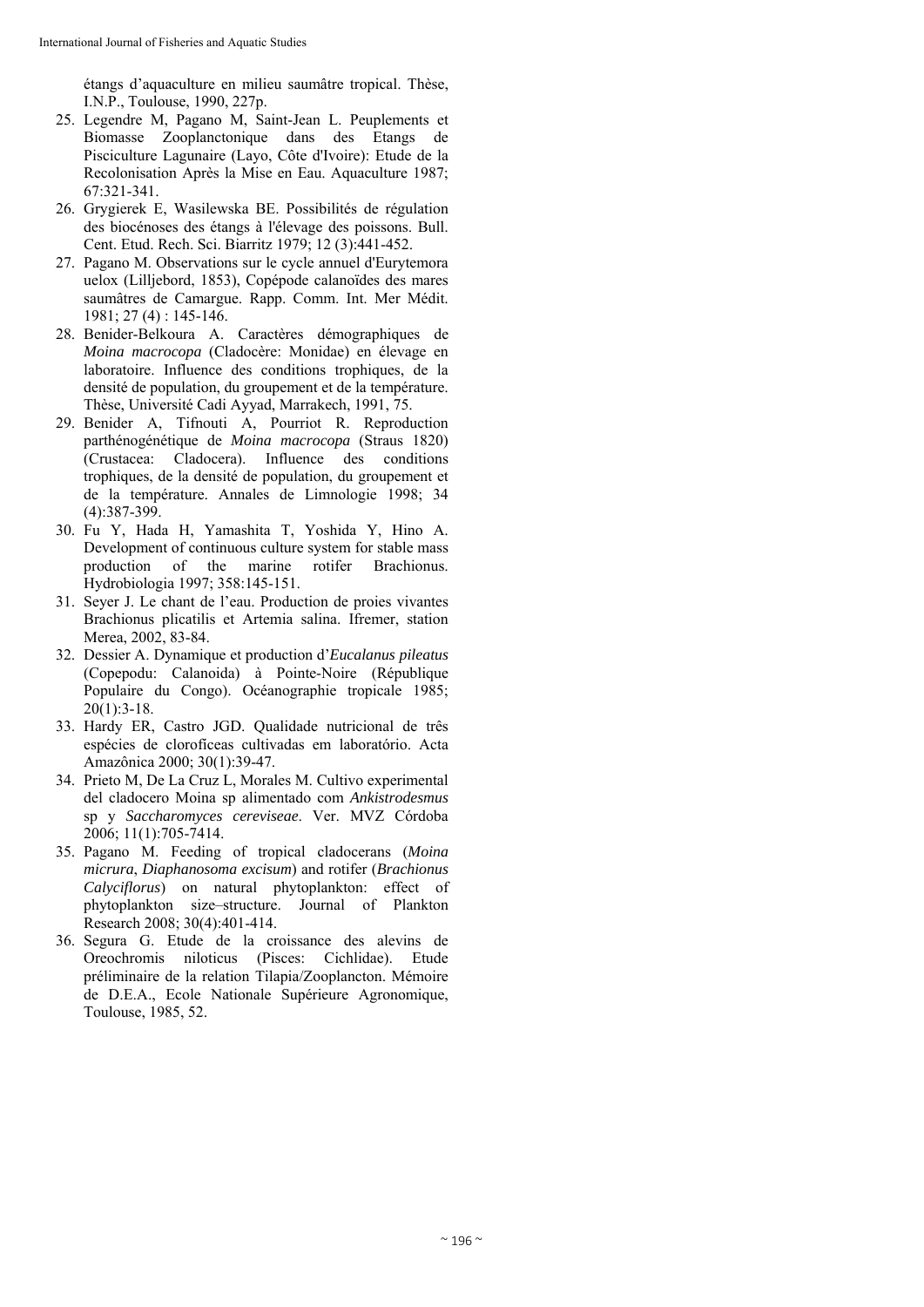étangs d'aquaculture en milieu saumâtre tropical. Thèse, I.N.P., Toulouse, 1990, 227p.

25. Legendre M, Pagano M, Saint-Jean L. Peuplements et Biomasse Zooplanctonique dans des Etangs de Pisciculture Lagunaire (Layo, Côte d'Ivoire): Etude de la Recolonisation Après la Mise en Eau. Aquaculture 1987; 67:321-341.
26. Grygierek E, Wasilewska BE. Possibilités de régulation des biocénoses des étangs à l'élevage des poissons. Bull. Cent. Etud. Rech. Sci. Biarritz 1979; 12 (3):441-452.
27. Pagano M. Observations sur le cycle annuel d'Eurytemora uelox (Lilljebord, 1853), Copépode calanoïdes des mares saumâtres de Camargue. Rapp. Comm. Int. Mer Médit. 1981; 27 (4) : 145-146.
28. Benider-Belkoura A. Caractères démographiques de *Moina macrocopa* (Cladocère: Monidae) en élevage en laboratoire. Influence des conditions trophiques, de la densité de population, du groupement et de la température. Thèse, Université Cadi Ayyad, Marrakech, 1991, 75.
29. Benider A, Tifnouti A, Pourriot R. Reproduction parthénogénétique de *Moina macrocopa* (Straus 1820) (Crustacea: Cladocera). Influence des conditions trophiques, de la densité de population, du groupement et de la température. Annales de Limnologie 1998; 34 (4):387-399.
30. Fu Y, Hada H, Yamashita T, Yoshida Y, Hino A. Development of continuous culture system for stable mass production of the marine rotifer Brachionus. Hydrobiologia 1997; 358:145-151.
31. Seyer J. Le chant de l'eau. Production de proies vivantes Brachionus plicatilis et Artemia salina. Ifremer, station Merea, 2002, 83-84.
32. Dessier A. Dynamique et production d'*Eucalanus pileatus* (Copepodu: Calanoida) à Pointe-Noire (République Populaire du Congo). Océanographie tropicale 1985; 20(1):3-18.
33. Hardy ER, Castro JGD. Qualidade nutricional de três espécies de clorofíceas cultivadas em laboratório. Acta Amazônica 2000; 30(1):39-47.
34. Prieto M, De La Cruz L, Morales M. Cultivo experimental del cladocero Moina sp alimentado com *Ankistrodesmus* sp y *Saccharomyces cereviseae*. Ver. MVZ Córdoba 2006; 11(1):705-7414.
35. Pagano M. Feeding of tropical cladocerans (*Moina micrura*, *Diaphanosoma excisum*) and rotifer (*Brachionus Calyciflorus*) on natural phytoplankton: effect of phytoplankton size–structure. Journal of Plankton Research 2008; 30(4):401-414.
36. Segura G. Etude de la croissance des alevins de Oreochromis niloticus (Pisces: Cichlidae). Etude préliminaire de la relation Tilapia/Zooplancton. Mémoire de D.E.A., Ecole Nationale Supérieure Agronomique, Toulouse, 1985, 52.